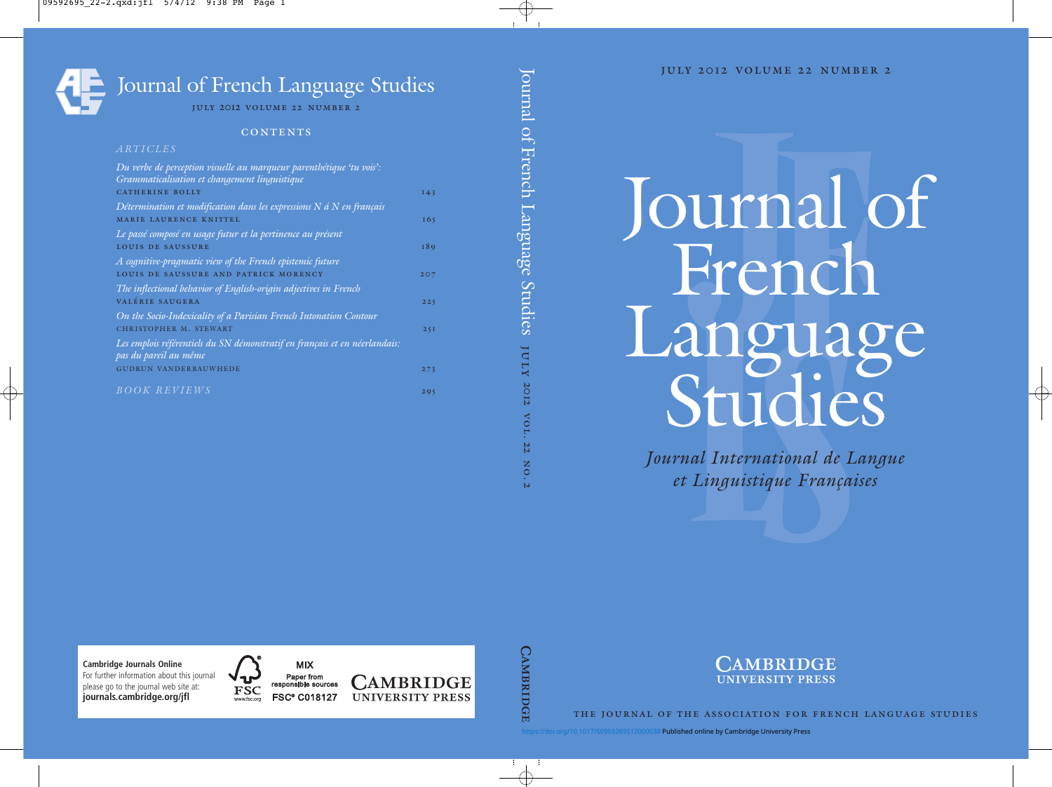# Journal of French Language Studies

JULY 2012 VOLUME 22 NUMBER 2

## CONTENTS

*ARTICLES*

*Du verbe de perception visuelle au marqueur parenthétique 'tu vois': Grammaticalisation et changement linguistique*
CATHERINE BOLLY — 143

*Détermination et modification dans les expressions N á N en français*
MARIE LAURENCE KNITTEL — 165

*Le passé composé en usage futur et la pertinence au présent*
LOUIS DE SAUSSURE — 189

*A cognitive-pragmatic view of the French epistemic future*
LOUIS DE SAUSSURE AND PATRICK MORENCY — 207

*The inflectional behavior of English-origin adjectives in French*
VALÉRIE SAUGERA — 225

*On the Socio-Indexicality of a Parisian French Intonation Contour*
CHRISTOPHER M. STEWART — 251

*Les emplois référentiels du SN démonstratif en français et en néerlandais: pas du pareil au même*
GUDRUN VANDERBAUWHEDE — 273

*BOOK REVIEWS* — 295

**Cambridge Journals Online**
For further information about this journal please go to the journal web site at:
**journals.cambridge.org/jfl**

MIX
Paper from responsible sources
FSC® C018127

CAMBRIDGE UNIVERSITY PRESS

Journal of French Language Studies JULY 2012 VOL. 22 NO. 2

CAMBRIDGE

JULY 2012 VOLUME 22 NUMBER 2

# Journal of French Language Studies

*Journal International de Langue et Linguistique Françaises*

CAMBRIDGE UNIVERSITY PRESS

THE JOURNAL OF THE ASSOCIATION FOR FRENCH LANGUAGE STUDIES

https://doi.org/10.1017/S0959269512000038 Published online by Cambridge University Press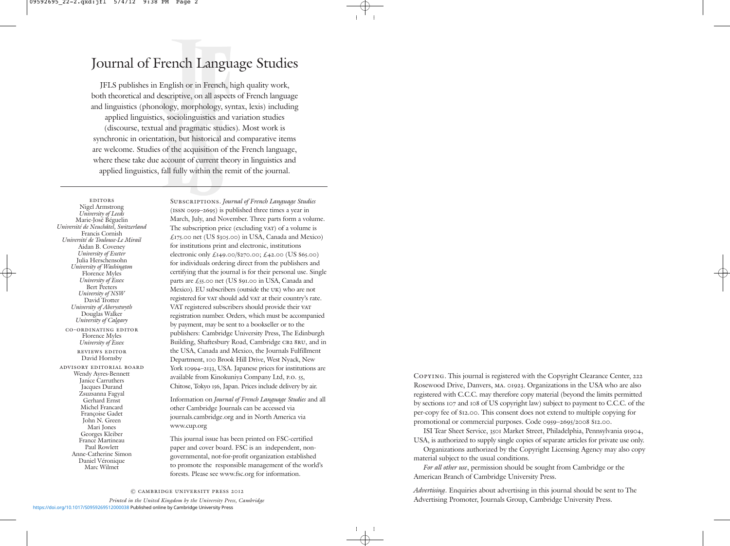# Journal of French Language Studies

JFLS publishes in English or in French, high quality work, both theoretical and descriptive, on all aspects of French language and linguistics (phonology, morphology, syntax, lexis) including applied linguistics, sociolinguistics and variation studies (discourse, textual and pragmatic studies). Most work is synchronic in orientation, but historical and comparative items are welcome. Studies of the acquisition of the French language, where these take due account of current theory in linguistics and applied linguistics, fall fully within the remit of the journal.

EDITORS

Nigel Armstrong
*University of Leeds*
Marie-José Béguelin
*Université de Neuchâtel, Switzerland*
Francis Cornish
*Université de Toulouse-Le Mirail*
Aidan B. Coveney
*University of Exeter*
Julia Herschensohn
*University of Washington*
Florence Myles
*University of Essex*
Bert Peeters
*University of NSW*
David Trotter
*University of Aberystwyth*
Douglas Walker
*University of Calgary*

CO-ORDINATING EDITOR

Florence Myles
*University of Essex*

REVIEWS EDITOR

David Hornsby

ADVISORY EDITORIAL BOARD

Wendy Ayres-Bennett
Janice Carruthers
Jacques Durand
Zsuzsanna Fagyal
Gerhard Ernst
Michel Francard
Françoise Gadet
John N. Green
Mari Jones
Georges Kleiber
France Martineau
Paul Rowlett
Anne-Catherine Simon
Daniel Véronique
Marc Wilmet

SUBSCRIPTIONS. *Journal of French Language Studies* (ISSN 0959–2695) is published three times a year in March, July, and November. Three parts form a volume. The subscription price (excluding VAT) of a volume is £175.00 net (US $305.00) in USA, Canada and Mexico) for institutions print and electronic, institutions electronic only £149.00/$270.00; £42.00 (US $65.00) for individuals ordering direct from the publishers and certifying that the journal is for their personal use. Single parts are £55.00 net (US $91.00 in USA, Canada and Mexico). EU subscribers (outside the UK) who are not registered for VAT should add VAT at their country's rate. VAT registered subscribers should provide their VAT registration number. Orders, which must be accompanied by payment, may be sent to a bookseller or to the publishers: Cambridge University Press, The Edinburgh Building, Shaftesbury Road, Cambridge CB2 8RU, and in the USA, Canada and Mexico, the Journals Fulfillment Department, 100 Brook Hill Drive, West Nyack, New York 10994–2133, USA. Japanese prices for institutions are available from Kinokuniya Company Ltd, P.O. 55, Chitose, Tokyo 156, Japan. Prices include delivery by air.

Information on *Journal of French Language Studies* and all other Cambridge Journals can be accessed via journals.cambridge.org and in North America via www.cup.org

This journal issue has been printed on FSC-certified paper and cover board. FSC is an independent, non-governmental, not-for-profit organization established to promote the responsible management of the world's forests. Please see www.fsc.org for information.

© CAMBRIDGE UNIVERSITY PRESS 2012

*Printed in the United Kingdom by the University Press, Cambridge*

COPYING. This journal is registered with the Copyright Clearance Center, 222 Rosewood Drive, Danvers, MA. 01923. Organizations in the USA who are also registered with C.C.C. may therefore copy material (beyond the limits permitted by sections 107 and 108 of US copyright law) subject to payment to C.C.C. of the per-copy fee of $12.00. This consent does not extend to multiple copying for promotional or commercial purposes. Code 0959–2695/2008 $12.00.

ISI Tear Sheet Service, 3501 Market Street, Philadelphia, Pennsylvania 91904, USA, is authorized to supply single copies of separate articles for private use only.

Organizations authorized by the Copyright Licensing Agency may also copy material subject to the usual conditions.

*For all other use*, permission should be sought from Cambridge or the American Branch of Cambridge University Press.

*Advertising*. Enquiries about advertising in this journal should be sent to The Advertising Promoter, Journals Group, Cambridge University Press.